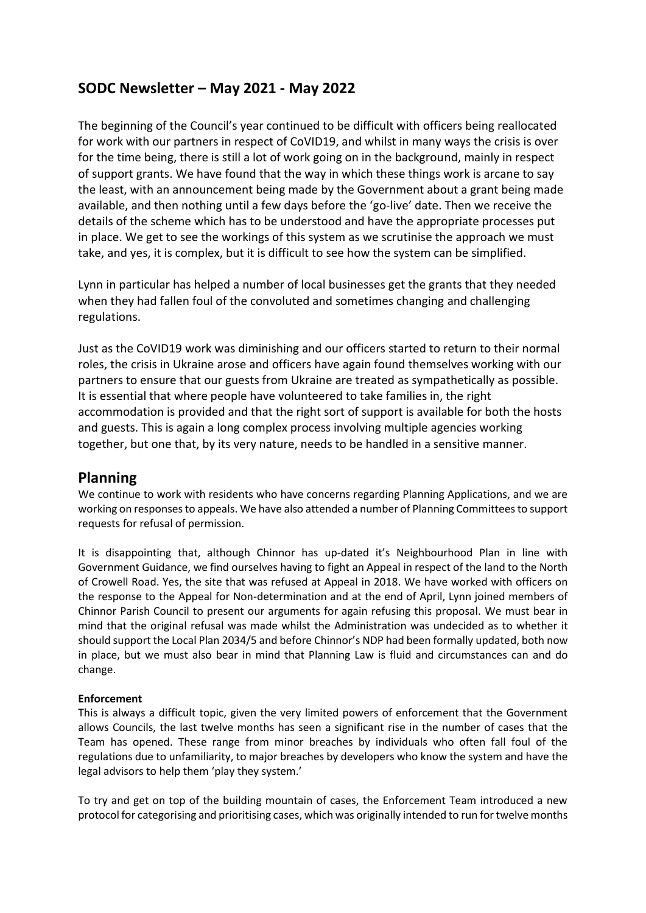## SODC Newsletter – May 2021 - May 2022

The beginning of the Council's year continued to be difficult with officers being reallocated for work with our partners in respect of CoVID19, and whilst in many ways the crisis is over for the time being, there is still a lot of work going on in the background, mainly in respect of support grants. We have found that the way in which these things work is arcane to say the least, with an announcement being made by the Government about a grant being made available, and then nothing until a few days before the 'go-live' date. Then we receive the details of the scheme which has to be understood and have the appropriate processes put in place. We get to see the workings of this system as we scrutinise the approach we must take, and yes, it is complex, but it is difficult to see how the system can be simplified.

Lynn in particular has helped a number of local businesses get the grants that they needed when they had fallen foul of the convoluted and sometimes changing and challenging regulations.

Just as the CoVID19 work was diminishing and our officers started to return to their normal roles, the crisis in Ukraine arose and officers have again found themselves working with our partners to ensure that our guests from Ukraine are treated as sympathetically as possible. It is essential that where people have volunteered to take families in, the right accommodation is provided and that the right sort of support is available for both the hosts and guests. This is again a long complex process involving multiple agencies working together, but one that, by its very nature, needs to be handled in a sensitive manner.

## Planning

We continue to work with residents who have concerns regarding Planning Applications, and we are working on responses to appeals. We have also attended a number of Planning Committees to support requests for refusal of permission.

It is disappointing that, although Chinnor has up-dated it's Neighbourhood Plan in line with Government Guidance, we find ourselves having to fight an Appeal in respect of the land to the North of Crowell Road. Yes, the site that was refused at Appeal in 2018. We have worked with officers on the response to the Appeal for Non-determination and at the end of April, Lynn joined members of Chinnor Parish Council to present our arguments for again refusing this proposal. We must bear in mind that the original refusal was made whilst the Administration was undecided as to whether it should support the Local Plan 2034/5 and before Chinnor's NDP had been formally updated, both now in place, but we must also bear in mind that Planning Law is fluid and circumstances can and do change.

**Enforcement**

This is always a difficult topic, given the very limited powers of enforcement that the Government allows Councils, the last twelve months has seen a significant rise in the number of cases that the Team has opened. These range from minor breaches by individuals who often fall foul of the regulations due to unfamiliarity, to major breaches by developers who know the system and have the legal advisors to help them 'play they system.'

To try and get on top of the building mountain of cases, the Enforcement Team introduced a new protocol for categorising and prioritising cases, which was originally intended to run for twelve months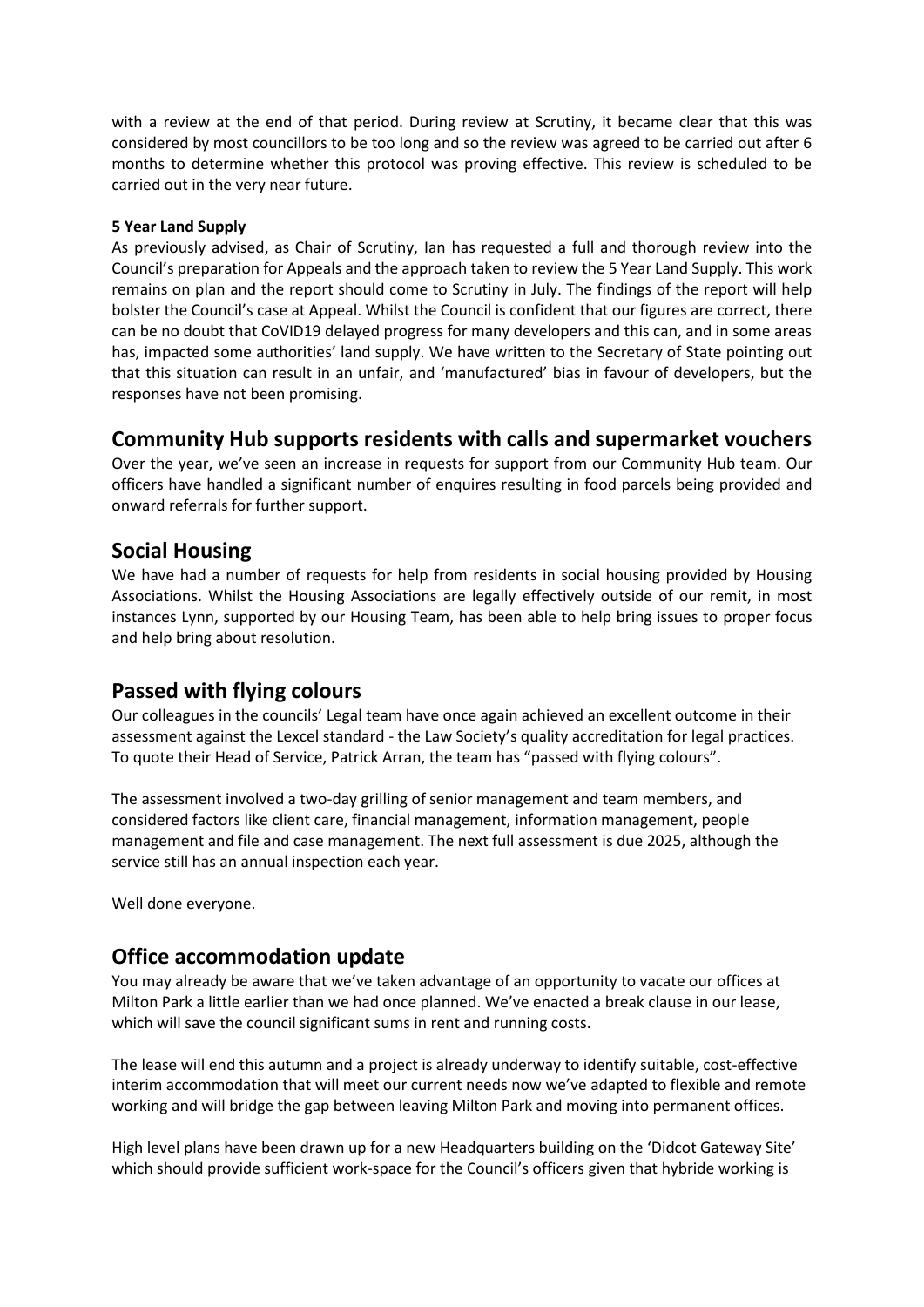with a review at the end of that period. During review at Scrutiny, it became clear that this was considered by most councillors to be too long and so the review was agreed to be carried out after 6 months to determine whether this protocol was proving effective. This review is scheduled to be carried out in the very near future.

**5 Year Land Supply**

As previously advised, as Chair of Scrutiny, Ian has requested a full and thorough review into the Council's preparation for Appeals and the approach taken to review the 5 Year Land Supply. This work remains on plan and the report should come to Scrutiny in July. The findings of the report will help bolster the Council's case at Appeal. Whilst the Council is confident that our figures are correct, there can be no doubt that CoVID19 delayed progress for many developers and this can, and in some areas has, impacted some authorities' land supply. We have written to the Secretary of State pointing out that this situation can result in an unfair, and 'manufactured' bias in favour of developers, but the responses have not been promising.

## Community Hub supports residents with calls and supermarket vouchers

Over the year, we've seen an increase in requests for support from our Community Hub team. Our officers have handled a significant number of enquires resulting in food parcels being provided and onward referrals for further support.

## Social Housing

We have had a number of requests for help from residents in social housing provided by Housing Associations. Whilst the Housing Associations are legally effectively outside of our remit, in most instances Lynn, supported by our Housing Team, has been able to help bring issues to proper focus and help bring about resolution.

## Passed with flying colours

Our colleagues in the councils' Legal team have once again achieved an excellent outcome in their assessment against the Lexcel standard - the Law Society's quality accreditation for legal practices. To quote their Head of Service, Patrick Arran, the team has "passed with flying colours".

The assessment involved a two-day grilling of senior management and team members, and considered factors like client care, financial management, information management, people management and file and case management. The next full assessment is due 2025, although the service still has an annual inspection each year.

Well done everyone.

## Office accommodation update

You may already be aware that we've taken advantage of an opportunity to vacate our offices at Milton Park a little earlier than we had once planned. We've enacted a break clause in our lease, which will save the council significant sums in rent and running costs.

The lease will end this autumn and a project is already underway to identify suitable, cost-effective interim accommodation that will meet our current needs now we've adapted to flexible and remote working and will bridge the gap between leaving Milton Park and moving into permanent offices.

High level plans have been drawn up for a new Headquarters building on the 'Didcot Gateway Site' which should provide sufficient work-space for the Council's officers given that hybride working is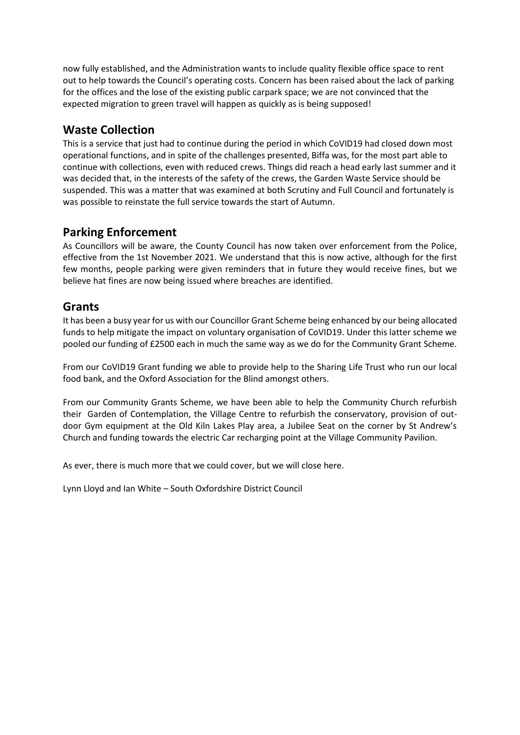now fully established, and the Administration wants to include quality flexible office space to rent out to help towards the Council's operating costs. Concern has been raised about the lack of parking for the offices and the lose of the existing public carpark space; we are not convinced that the expected migration to green travel will happen as quickly as is being supposed!

## Waste Collection

This is a service that just had to continue during the period in which CoVID19 had closed down most operational functions, and in spite of the challenges presented, Biffa was, for the most part able to continue with collections, even with reduced crews. Things did reach a head early last summer and it was decided that, in the interests of the safety of the crews, the Garden Waste Service should be suspended. This was a matter that was examined at both Scrutiny and Full Council and fortunately is was possible to reinstate the full service towards the start of Autumn.

## Parking Enforcement

As Councillors will be aware, the County Council has now taken over enforcement from the Police, effective from the 1st November 2021. We understand that this is now active, although for the first few months, people parking were given reminders that in future they would receive fines, but we believe hat fines are now being issued where breaches are identified.

## Grants

It has been a busy year for us with our Councillor Grant Scheme being enhanced by our being allocated funds to help mitigate the impact on voluntary organisation of CoVID19. Under this latter scheme we pooled our funding of £2500 each in much the same way as we do for the Community Grant Scheme.

From our CoVID19 Grant funding we able to provide help to the Sharing Life Trust who run our local food bank, and the Oxford Association for the Blind amongst others.

From our Community Grants Scheme, we have been able to help the Community Church refurbish their Garden of Contemplation, the Village Centre to refurbish the conservatory, provision of out-door Gym equipment at the Old Kiln Lakes Play area, a Jubilee Seat on the corner by St Andrew's Church and funding towards the electric Car recharging point at the Village Community Pavilion.

As ever, there is much more that we could cover, but we will close here.

Lynn Lloyd and Ian White – South Oxfordshire District Council